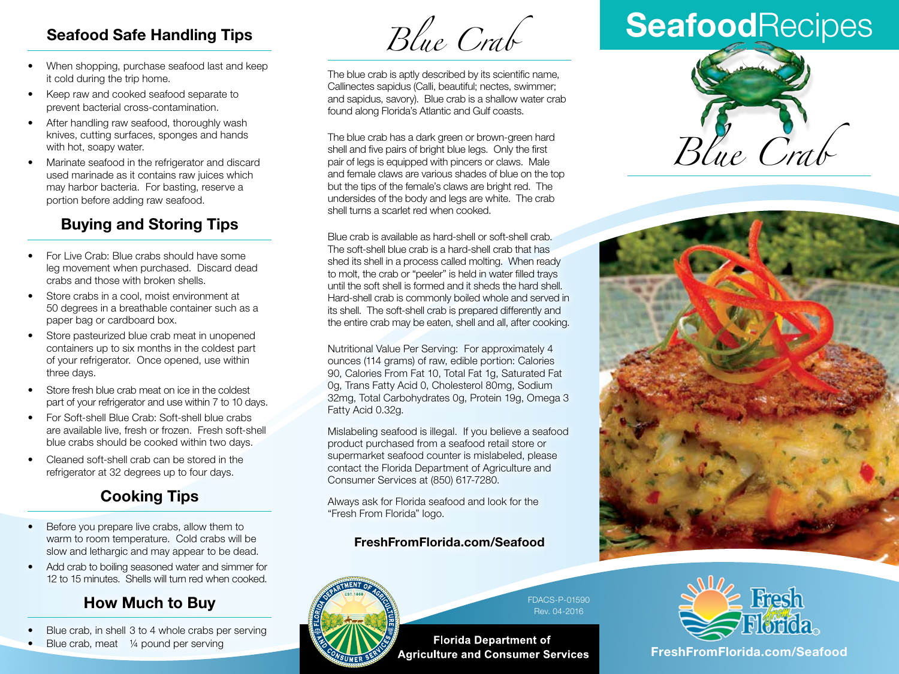## Seafood Safe Handling Tips

- When shopping, purchase seafood last and keep it cold during the trip home.
- Keep raw and cooked seafood separate to prevent bacterial cross-contamination.
- After handling raw seafood, thoroughly wash knives, cutting surfaces, sponges and hands with hot, soapy water.
- Marinate seafood in the refrigerator and discard used marinade as it contains raw juices which may harbor bacteria. For basting, reserve a portion before adding raw seafood.

## Buying and Storing Tips

- For Live Crab: Blue crabs should have some leg movement when purchased. Discard dead crabs and those with broken shells.
- Store crabs in a cool, moist environment at 50 degrees in a breathable container such as a paper bag or cardboard box.
- Store pasteurized blue crab meat in unopened containers up to six months in the coldest part of your refrigerator. Once opened, use within three days.
- Store fresh blue crab meat on ice in the coldest part of your refrigerator and use within 7 to 10 days.
- For Soft-shell Blue Crab: Soft-shell blue crabs are available live, fresh or frozen. Fresh soft-shell blue crabs should be cooked within two days.
- Cleaned soft-shell crab can be stored in the refrigerator at 32 degrees up to four days.

## Cooking Tips

- Before you prepare live crabs, allow them to warm to room temperature. Cold crabs will be slow and lethargic and may appear to be dead.
- Add crab to boiling seasoned water and simmer for 12 to 15 minutes. Shells will turn red when cooked.

## How Much to Buy

- Blue crab, in shell 3 to 4 whole crabs per serving
- Blue crab, meat ¼ pound per serving

# *Blue Crab*

The blue crab is aptly described by its scientific name, Callinectes sapidus (Calli, beautiful; nectes, swimmer; and sapidus, savory). Blue crab is a shallow water crab found along Florida's Atlantic and Gulf coasts.

The blue crab has a dark green or brown-green hard shell and five pairs of bright blue legs. Only the first pair of legs is equipped with pincers or claws. Male and female claws are various shades of blue on the top but the tips of the female's claws are bright red. The undersides of the body and legs are white. The crab shell turns a scarlet red when cooked.

Blue crab is available as hard-shell or soft-shell crab. The soft-shell blue crab is a hard-shell crab that has shed its shell in a process called molting. When ready to molt, the crab or "peeler" is held in water filled trays until the soft shell is formed and it sheds the hard shell. Hard-shell crab is commonly boiled whole and served in its shell. The soft-shell crab is prepared differently and the entire crab may be eaten, shell and all, after cooking.

Nutritional Value Per Serving: For approximately 4 ounces (114 grams) of raw, edible portion: Calories 90, Calories From Fat 10, Total Fat 1g, Saturated Fat 0g, Trans Fatty Acid 0, Cholesterol 80mg, Sodium 32mg, Total Carbohydrates 0g, Protein 19g, Omega 3 Fatty Acid 0.32g.

Mislabeling seafood is illegal. If you believe a seafood product purchased from a seafood retail store or supermarket seafood counter is mislabeled, please contact the Florida Department of Agriculture and Consumer Services at (850) 617-7280.

Always ask for Florida seafood and look for the "Fresh From Florida" logo.

**FreshFromFlorida.com/Seafood**

FDACS-P-01590
Rev. 04-2016

**Florida Department of Agriculture and Consumer Services**

# **Seafood**Recipes

# *Blue Crab*

**FreshFromFlorida.com/Seafood**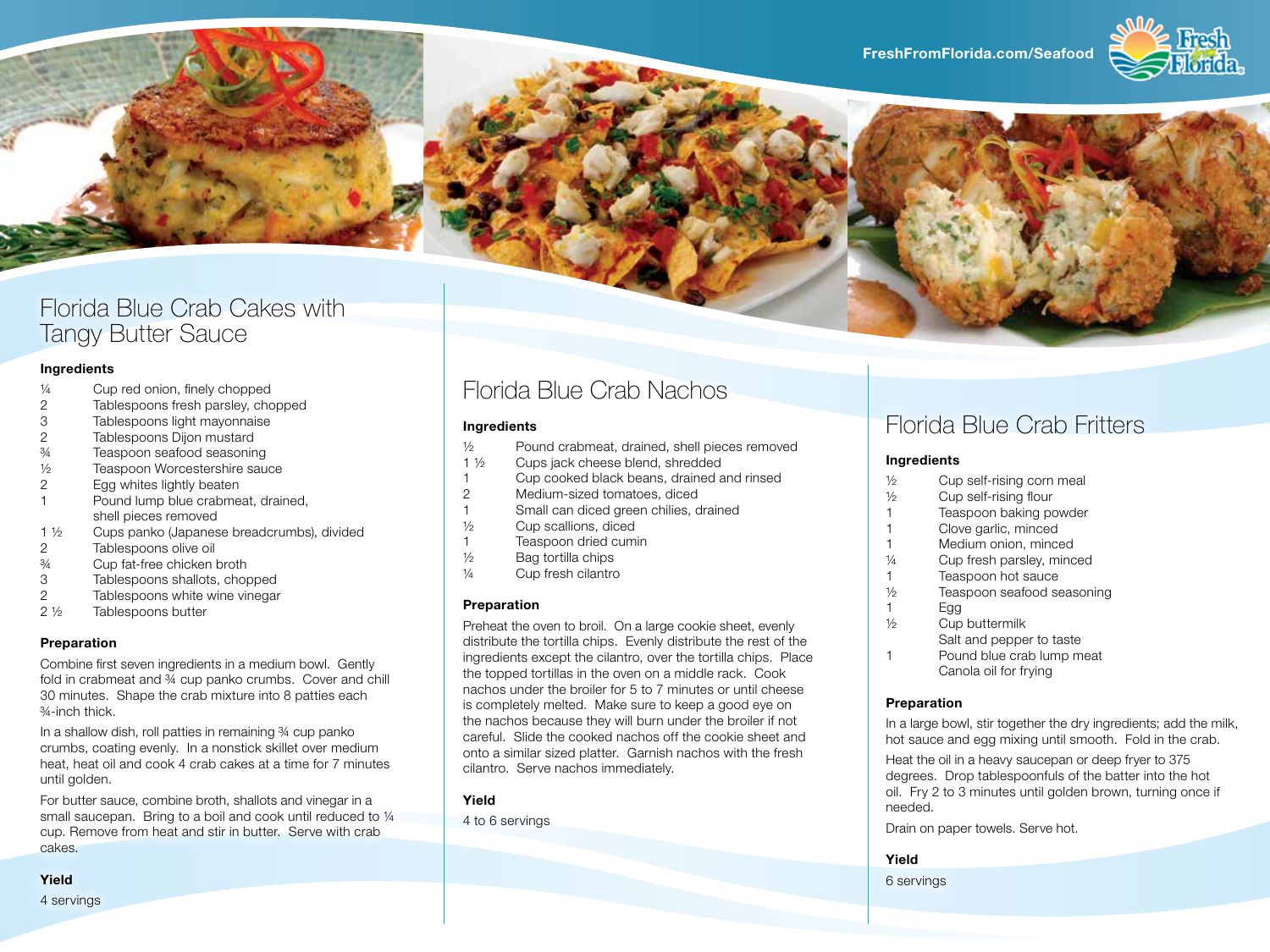FreshFromFlorida.com/Seafood

# Florida Blue Crab Cakes with Tangy Butter Sauce

**Ingredients**

- ¼ Cup red onion, finely chopped
- 2 Tablespoons fresh parsley, chopped
- 3 Tablespoons light mayonnaise
- 2 Tablespoons Dijon mustard
- ¾ Teaspoon seafood seasoning
- ½ Teaspoon Worcestershire sauce
- 2 Egg whites lightly beaten
- 1 Pound lump blue crabmeat, drained, shell pieces removed
- 1 ½ Cups panko (Japanese breadcrumbs), divided
- 2 Tablespoons olive oil
- ¾ Cup fat-free chicken broth
- 3 Tablespoons shallots, chopped
- 2 Tablespoons white wine vinegar
- 2 ½ Tablespoons butter

**Preparation**

Combine first seven ingredients in a medium bowl. Gently fold in crabmeat and ¾ cup panko crumbs. Cover and chill 30 minutes. Shape the crab mixture into 8 patties each ¾-inch thick.

In a shallow dish, roll patties in remaining ¾ cup panko crumbs, coating evenly. In a nonstick skillet over medium heat, heat oil and cook 4 crab cakes at a time for 7 minutes until golden.

For butter sauce, combine broth, shallots and vinegar in a small saucepan. Bring to a boil and cook until reduced to ¼ cup. Remove from heat and stir in butter. Serve with crab cakes.

**Yield**

4 servings

# Florida Blue Crab Nachos

**Ingredients**

- ½ Pound crabmeat, drained, shell pieces removed
- 1 ½ Cups jack cheese blend, shredded
- 1 Cup cooked black beans, drained and rinsed
- 2 Medium-sized tomatoes, diced
- 1 Small can diced green chilies, drained
- ½ Cup scallions, diced
- 1 Teaspoon dried cumin
- ½ Bag tortilla chips
- ¼ Cup fresh cilantro

**Preparation**

Preheat the oven to broil. On a large cookie sheet, evenly distribute the tortilla chips. Evenly distribute the rest of the ingredients except the cilantro, over the tortilla chips. Place the topped tortillas in the oven on a middle rack. Cook nachos under the broiler for 5 to 7 minutes or until cheese is completely melted. Make sure to keep a good eye on the nachos because they will burn under the broiler if not careful. Slide the cooked nachos off the cookie sheet and onto a similar sized platter. Garnish nachos with the fresh cilantro. Serve nachos immediately.

**Yield**

4 to 6 servings

# Florida Blue Crab Fritters

**Ingredients**

- ½ Cup self-rising corn meal
- ½ Cup self-rising flour
- 1 Teaspoon baking powder
- 1 Clove garlic, minced
- 1 Medium onion, minced
- ¼ Cup fresh parsley, minced
- 1 Teaspoon hot sauce
- ½ Teaspoon seafood seasoning
- 1 Egg
- ½ Cup buttermilk
- Salt and pepper to taste
- 1 Pound blue crab lump meat
- Canola oil for frying

**Preparation**

In a large bowl, stir together the dry ingredients; add the milk, hot sauce and egg mixing until smooth. Fold in the crab.

Heat the oil in a heavy saucepan or deep fryer to 375 degrees. Drop tablespoonfuls of the batter into the hot oil. Fry 2 to 3 minutes until golden brown, turning once if needed.

Drain on paper towels. Serve hot.

**Yield**

6 servings